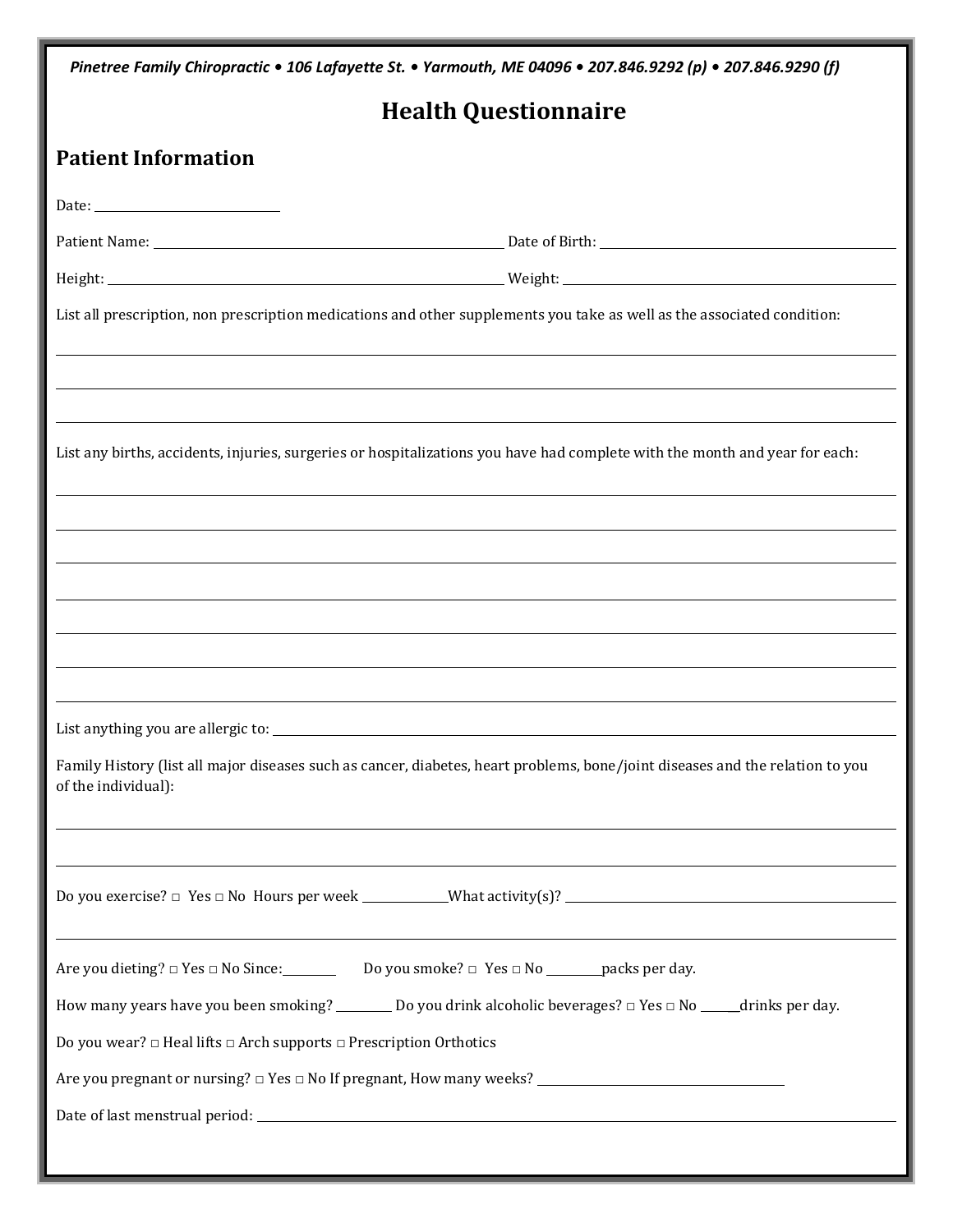*Pinetree Family Chiropractic • 106 Lafayette St. • Yarmouth, ME 04096 • 207.846.9292 (p) • 207.846.9290 (f)*

# Health Questionnaire

## Patient Information

Date: ____________________

Patient Name: ______________________________ Date of Birth: ______________________________

Height: ______________________________ Weight: ______________________________

List all prescription, non prescription medications and other supplements you take as well as the associated condition:

______________________________________________________________________

______________________________________________________________________

______________________________________________________________________

List any births, accidents, injuries, surgeries or hospitalizations you have had complete with the month and year for each:

______________________________________________________________________

______________________________________________________________________

______________________________________________________________________

______________________________________________________________________

______________________________________________________________________

______________________________________________________________________

______________________________________________________________________

List anything you are allergic to: ______________________________________________________________________

Family History (list all major diseases such as cancer, diabetes, heart problems, bone/joint diseases and the relation to you of the individual):

______________________________________________________________________

______________________________________________________________________

Do you exercise? □ Yes □ No Hours per week __________ What activity(s)? ______________________________

______________________________________________________________________

Are you dieting? □ Yes □ No Since:________ Do you smoke? □ Yes □ No ________ packs per day.

How many years have you been smoking? ________ Do you drink alcoholic beverages? □ Yes □ No ______ drinks per day.

Do you wear? □ Heal lifts □ Arch supports □ Prescription Orthotics

Are you pregnant or nursing? □ Yes □ No If pregnant, How many weeks? ______________________________

Date of last menstrual period: ______________________________________________________________________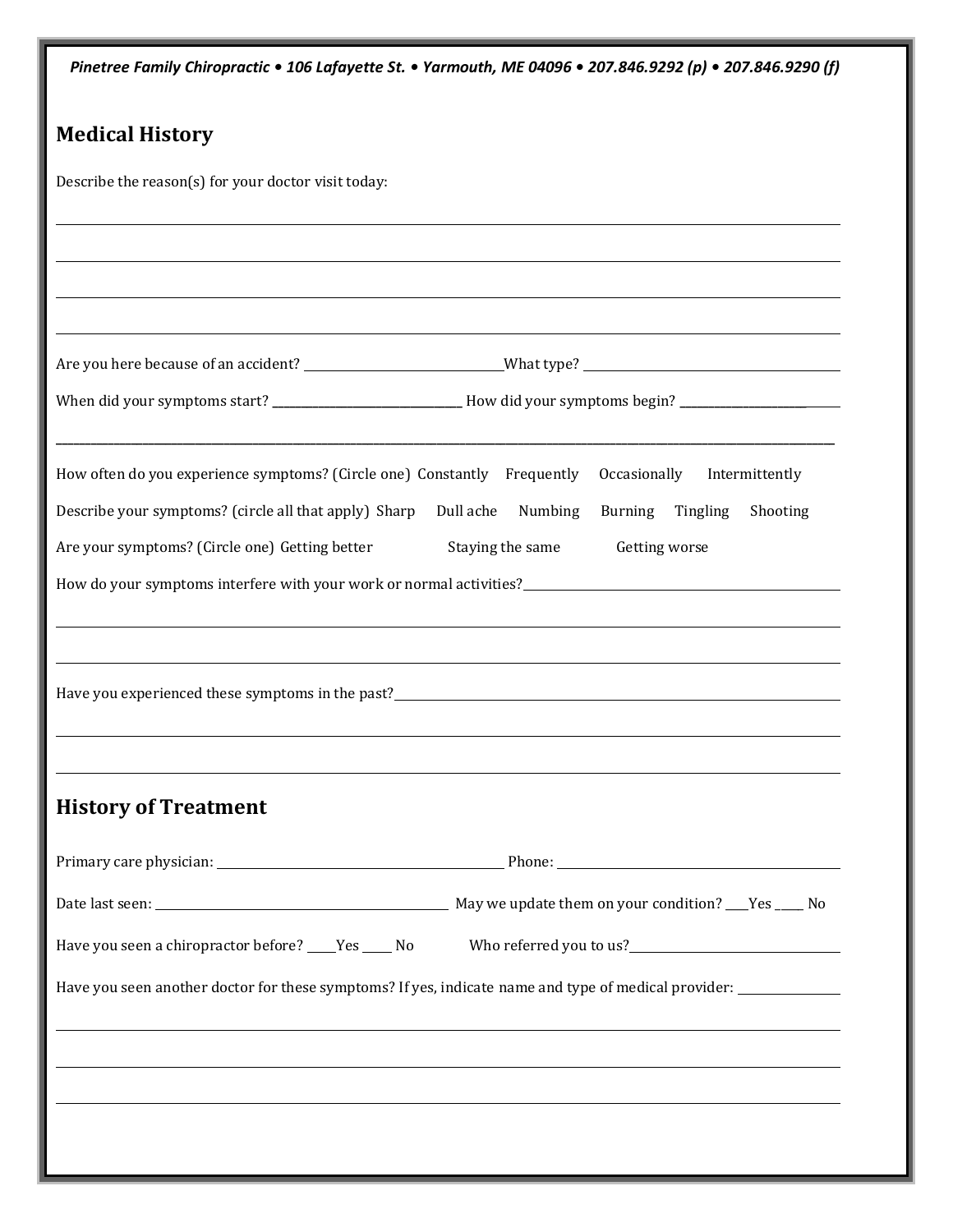*Pinetree Family Chiropractic • 106 Lafayette St. • Yarmouth, ME 04096 • 207.846.9292 (p) • 207.846.9290 (f)*

## Medical History

Describe the reason(s) for your doctor visit today:

\_\_\_\_\_\_\_\_\_\_\_\_\_\_\_\_\_\_\_\_\_\_\_\_\_\_\_\_\_\_\_\_\_\_\_\_\_\_\_\_\_\_\_\_\_\_\_\_\_\_\_\_\_\_\_\_\_\_\_\_\_\_\_\_\_\_\_\_\_\_\_\_\_\_\_\_\_\_

\_\_\_\_\_\_\_\_\_\_\_\_\_\_\_\_\_\_\_\_\_\_\_\_\_\_\_\_\_\_\_\_\_\_\_\_\_\_\_\_\_\_\_\_\_\_\_\_\_\_\_\_\_\_\_\_\_\_\_\_\_\_\_\_\_\_\_\_\_\_\_\_\_\_\_\_\_\_

\_\_\_\_\_\_\_\_\_\_\_\_\_\_\_\_\_\_\_\_\_\_\_\_\_\_\_\_\_\_\_\_\_\_\_\_\_\_\_\_\_\_\_\_\_\_\_\_\_\_\_\_\_\_\_\_\_\_\_\_\_\_\_\_\_\_\_\_\_\_\_\_\_\_\_\_\_\_

\_\_\_\_\_\_\_\_\_\_\_\_\_\_\_\_\_\_\_\_\_\_\_\_\_\_\_\_\_\_\_\_\_\_\_\_\_\_\_\_\_\_\_\_\_\_\_\_\_\_\_\_\_\_\_\_\_\_\_\_\_\_\_\_\_\_\_\_\_\_\_\_\_\_\_\_\_\_

Are you here because of an accident? \_\_\_\_\_\_\_\_\_\_\_\_\_\_\_\_\_\_\_\_ What type? \_\_\_\_\_\_\_\_\_\_\_\_\_\_\_\_\_\_\_\_

When did your symptoms start? \_\_\_\_\_\_\_\_\_\_\_\_\_\_\_\_\_\_\_\_ How did your symptoms begin? \_\_\_\_\_\_\_\_\_\_\_\_\_\_\_\_\_\_\_\_

\_\_\_\_\_\_\_\_\_\_\_\_\_\_\_\_\_\_\_\_\_\_\_\_\_\_\_\_\_\_\_\_\_\_\_\_\_\_\_\_\_\_\_\_\_\_\_\_\_\_\_\_\_\_\_\_\_\_\_\_\_\_\_\_\_\_\_\_\_\_\_\_\_\_\_\_\_\_

How often do you experience symptoms? (Circle one) Constantly Frequently Occasionally Intermittently

Describe your symptoms? (circle all that apply) Sharp Dull ache Numbing Burning Tingling Shooting

Are your symptoms? (Circle one) Getting better Staying the same Getting worse

How do your symptoms interfere with your work or normal activities? \_\_\_\_\_\_\_\_\_\_\_\_\_\_\_\_\_\_\_\_

\_\_\_\_\_\_\_\_\_\_\_\_\_\_\_\_\_\_\_\_\_\_\_\_\_\_\_\_\_\_\_\_\_\_\_\_\_\_\_\_\_\_\_\_\_\_\_\_\_\_\_\_\_\_\_\_\_\_\_\_\_\_\_\_\_\_\_\_\_\_\_\_\_\_\_\_\_\_

\_\_\_\_\_\_\_\_\_\_\_\_\_\_\_\_\_\_\_\_\_\_\_\_\_\_\_\_\_\_\_\_\_\_\_\_\_\_\_\_\_\_\_\_\_\_\_\_\_\_\_\_\_\_\_\_\_\_\_\_\_\_\_\_\_\_\_\_\_\_\_\_\_\_\_\_\_\_

Have you experienced these symptoms in the past? \_\_\_\_\_\_\_\_\_\_\_\_\_\_\_\_\_\_\_\_

\_\_\_\_\_\_\_\_\_\_\_\_\_\_\_\_\_\_\_\_\_\_\_\_\_\_\_\_\_\_\_\_\_\_\_\_\_\_\_\_\_\_\_\_\_\_\_\_\_\_\_\_\_\_\_\_\_\_\_\_\_\_\_\_\_\_\_\_\_\_\_\_\_\_\_\_\_\_

\_\_\_\_\_\_\_\_\_\_\_\_\_\_\_\_\_\_\_\_\_\_\_\_\_\_\_\_\_\_\_\_\_\_\_\_\_\_\_\_\_\_\_\_\_\_\_\_\_\_\_\_\_\_\_\_\_\_\_\_\_\_\_\_\_\_\_\_\_\_\_\_\_\_\_\_\_\_

## History of Treatment

Primary care physician: \_\_\_\_\_\_\_\_\_\_\_\_\_\_\_\_\_\_\_\_ Phone: \_\_\_\_\_\_\_\_\_\_\_\_\_\_\_\_\_\_\_\_

Date last seen: \_\_\_\_\_\_\_\_\_\_\_\_\_\_\_\_\_\_\_\_ May we update them on your condition? \_\_\_\_Yes \_\_\_\_ No

Have you seen a chiropractor before? \_\_\_\_Yes \_\_\_\_ No Who referred you to us? \_\_\_\_\_\_\_\_\_\_\_\_\_\_\_\_\_\_\_\_

Have you seen another doctor for these symptoms? If yes, indicate name and type of medical provider: \_\_\_\_\_\_\_\_\_\_\_\_\_\_\_\_\_\_\_\_

\_\_\_\_\_\_\_\_\_\_\_\_\_\_\_\_\_\_\_\_\_\_\_\_\_\_\_\_\_\_\_\_\_\_\_\_\_\_\_\_\_\_\_\_\_\_\_\_\_\_\_\_\_\_\_\_\_\_\_\_\_\_\_\_\_\_\_\_\_\_\_\_\_\_\_\_\_\_

\_\_\_\_\_\_\_\_\_\_\_\_\_\_\_\_\_\_\_\_\_\_\_\_\_\_\_\_\_\_\_\_\_\_\_\_\_\_\_\_\_\_\_\_\_\_\_\_\_\_\_\_\_\_\_\_\_\_\_\_\_\_\_\_\_\_\_\_\_\_\_\_\_\_\_\_\_\_

\_\_\_\_\_\_\_\_\_\_\_\_\_\_\_\_\_\_\_\_\_\_\_\_\_\_\_\_\_\_\_\_\_\_\_\_\_\_\_\_\_\_\_\_\_\_\_\_\_\_\_\_\_\_\_\_\_\_\_\_\_\_\_\_\_\_\_\_\_\_\_\_\_\_\_\_\_\_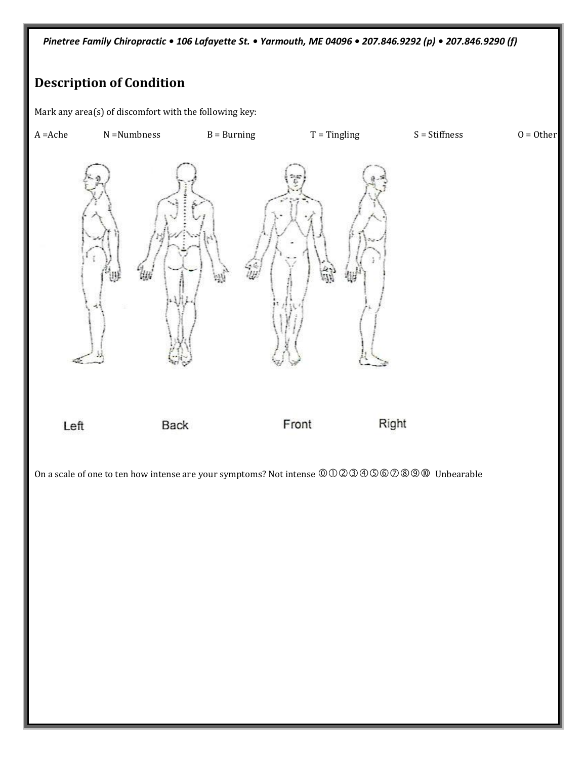## Description of Condition

Mark any area(s) of discomfort with the following key:

A =Ache N =Numbness B = Burning T = Tingling S = Stiffness O = Other

Left Back Front Right

On a scale of one to ten how intense are your symptoms? Not intense ⓪①②③④⑤⑥⑦⑧⑨⑩ Unbearable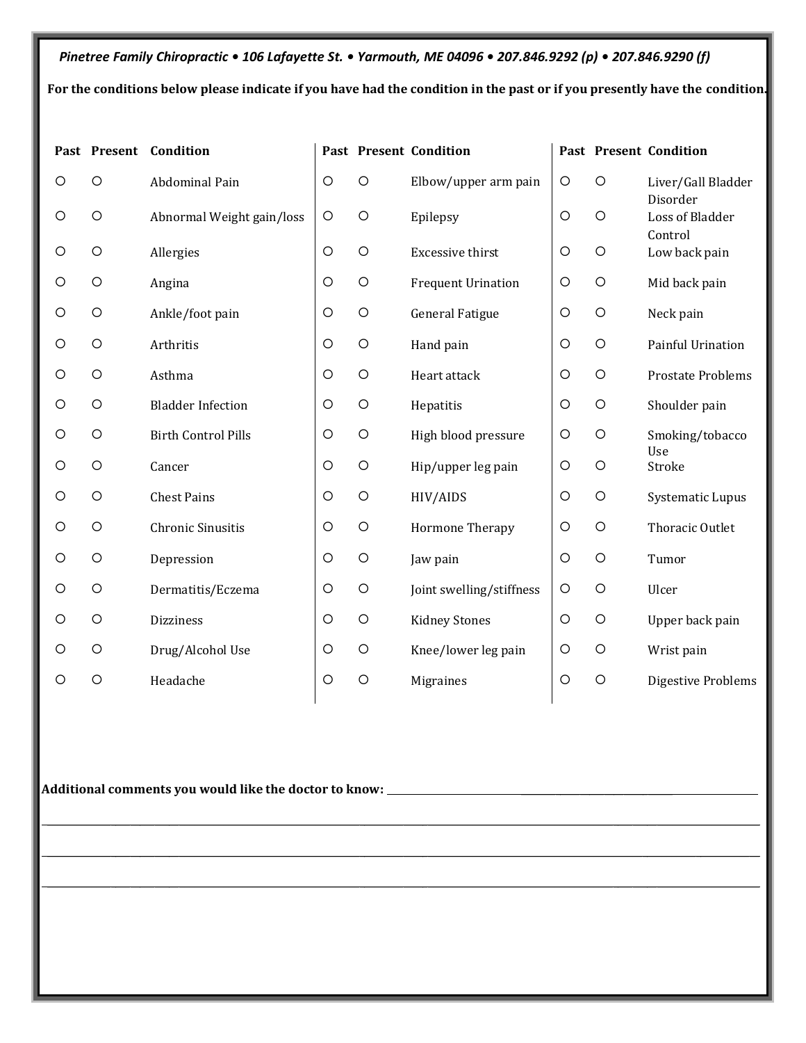*Pinetree Family Chiropractic • 106 Lafayette St. • Yarmouth, ME 04096 • 207.846.9292 (p) • 207.846.9290 (f)*

**For the conditions below please indicate if you have had the condition in the past or if you presently have the condition.**

| Past | Present | Condition | Past | Present | Condition | Past | Present | Condition |
|---|---|---|---|---|---|---|---|---|
| ○ | ○ | Abdominal Pain | ○ | ○ | Elbow/upper arm pain | ○ | ○ | Liver/Gall Bladder Disorder |
| ○ | ○ | Abnormal Weight gain/loss | ○ | ○ | Epilepsy | ○ | ○ | Loss of Bladder Control |
| ○ | ○ | Allergies | ○ | ○ | Excessive thirst | ○ | ○ | Low back pain |
| ○ | ○ | Angina | ○ | ○ | Frequent Urination | ○ | ○ | Mid back pain |
| ○ | ○ | Ankle/foot pain | ○ | ○ | General Fatigue | ○ | ○ | Neck pain |
| ○ | ○ | Arthritis | ○ | ○ | Hand pain | ○ | ○ | Painful Urination |
| ○ | ○ | Asthma | ○ | ○ | Heart attack | ○ | ○ | Prostate Problems |
| ○ | ○ | Bladder Infection | ○ | ○ | Hepatitis | ○ | ○ | Shoulder pain |
| ○ | ○ | Birth Control Pills | ○ | ○ | High blood pressure | ○ | ○ | Smoking/tobacco Use |
| ○ | ○ | Cancer | ○ | ○ | Hip/upper leg pain | ○ | ○ | Stroke |
| ○ | ○ | Chest Pains | ○ | ○ | HIV/AIDS | ○ | ○ | Systematic Lupus |
| ○ | ○ | Chronic Sinusitis | ○ | ○ | Hormone Therapy | ○ | ○ | Thoracic Outlet |
| ○ | ○ | Depression | ○ | ○ | Jaw pain | ○ | ○ | Tumor |
| ○ | ○ | Dermatitis/Eczema | ○ | ○ | Joint swelling/stiffness | ○ | ○ | Ulcer |
| ○ | ○ | Dizziness | ○ | ○ | Kidney Stones | ○ | ○ | Upper back pain |
| ○ | ○ | Drug/Alcohol Use | ○ | ○ | Knee/lower leg pain | ○ | ○ | Wrist pain |
| ○ | ○ | Headache | ○ | ○ | Migraines | ○ | ○ | Digestive Problems |

**Additional comments you would like the doctor to know:** ______________________________________________

______________________________________________________________________________________

______________________________________________________________________________________

______________________________________________________________________________________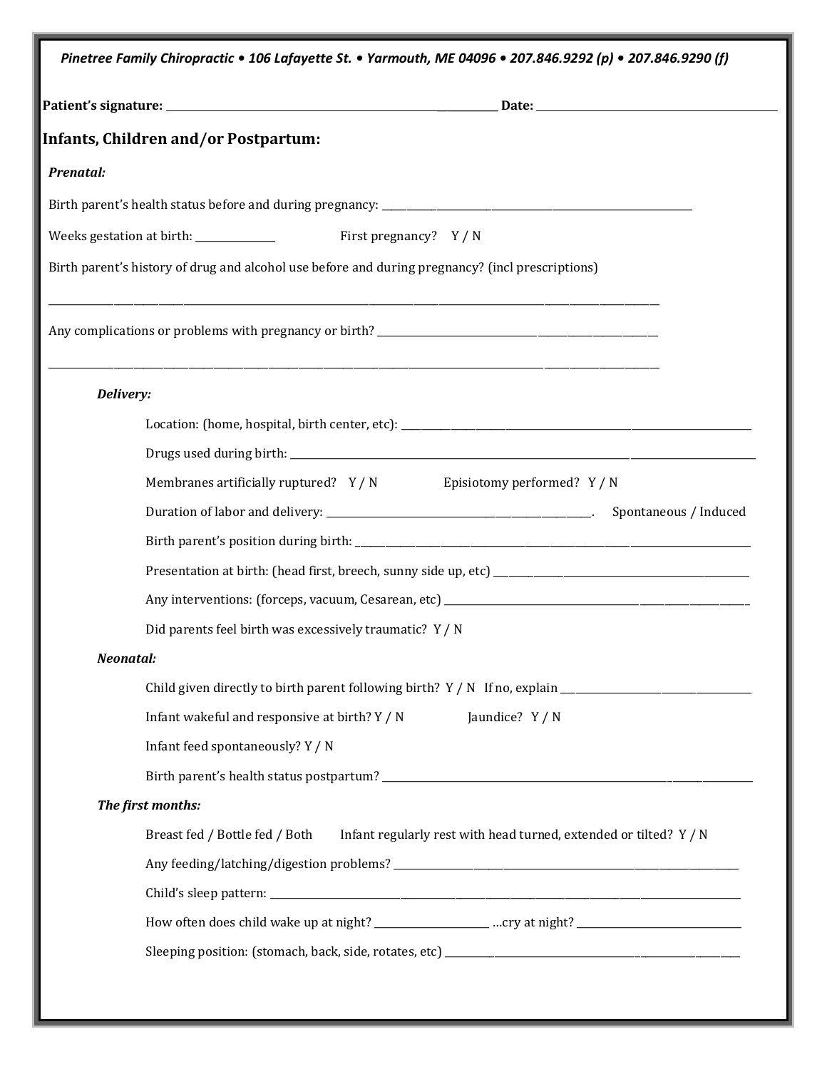Pinetree Family Chiropractic • 106 Lafayette St. • Yarmouth, ME 04096 • 207.846.9292 (p) • 207.846.9290 (f)

**Patient's signature:** ______________________________ **Date:** ______________________

## Infants, Children and/or Postpartum:

### *Prenatal:*

Birth parent's health status before and during pregnancy: ______________________________

Weeks gestation at birth: __________ First pregnancy? Y / N

Birth parent's history of drug and alcohol use before and during pregnancy? (incl prescriptions)

______________________________________________________________

Any complications or problems with pregnancy or birth? ______________________________

______________________________________________________________

#### *Delivery:*

Location: (home, hospital, birth center, etc): ______________________________

Drugs used during birth: ______________________________

Membranes artificially ruptured? Y / N Episiotomy performed? Y / N

Duration of labor and delivery: ______________________. Spontaneous / Induced

Birth parent's position during birth: ______________________________

Presentation at birth: (head first, breech, sunny side up, etc) ______________________________

Any interventions: (forceps, vacuum, Cesarean, etc) ______________________________

Did parents feel birth was excessively traumatic? Y / N

#### *Neonatal:*

Child given directly to birth parent following birth? Y / N If no, explain ______________________

Infant wakeful and responsive at birth? Y / N Jaundice? Y / N

Infant feed spontaneously? Y / N

Birth parent's health status postpartum? ______________________________

#### *The first months:*

Breast fed / Bottle fed / Both Infant regularly rest with head turned, extended or tilted? Y / N

Any feeding/latching/digestion problems? ______________________________

Child's sleep pattern: ______________________________

How often does child wake up at night? ______________ ...cry at night? ______________

Sleeping position: (stomach, back, side, rotates, etc) ______________________________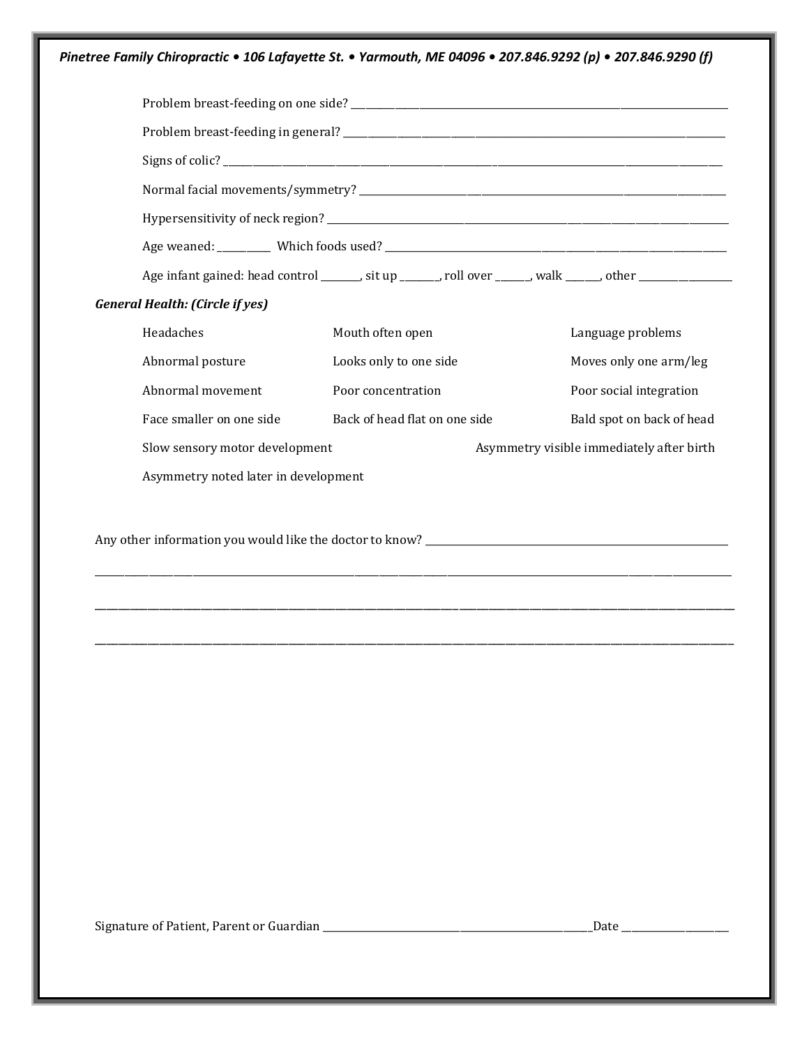Problem breast-feeding on one side? ______________________________

Problem breast-feeding in general? ______________________________

Signs of colic? ______________________________

Normal facial movements/symmetry? ______________________________

Hypersensitivity of neck region? ______________________________

Age weaned: __________ Which foods used? ______________________________

Age infant gained: head control _______, sit up _______, roll over ______, walk ______, other ________________

***General Health: (Circle if yes)***

| | | |
|---|---|---|
| Headaches | Mouth often open | Language problems |
| Abnormal posture | Looks only to one side | Moves only one arm/leg |
| Abnormal movement | Poor concentration | Poor social integration |
| Face smaller on one side | Back of head flat on one side | Bald spot on back of head |
| Slow sensory motor development | | Asymmetry visible immediately after birth |
| Asymmetry noted later in development | | |

Any other information you would like the doctor to know? ______________________________

________________________________________________________________________

________________________________________________________________________

________________________________________________________________________

Signature of Patient, Parent or Guardian ______________________________ Date ________________